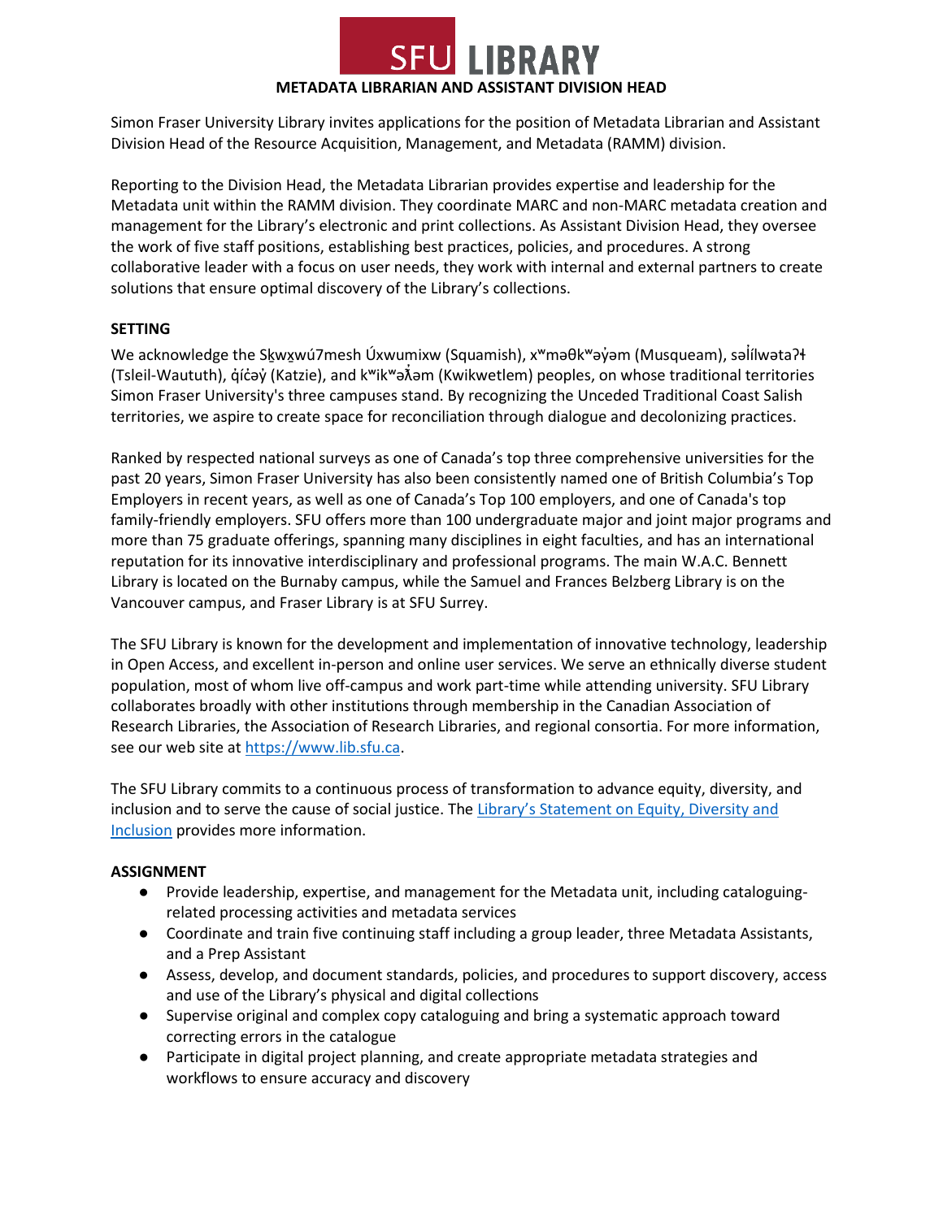# METADATA LIBRARIAN AND ASSISTANT DIVISION HEAD

Simon Fraser University Library invites applications for the position of Metadata Librarian and Assistant Division Head of the Resource Acquisition, Management, and Metadata (RAMM) division.

Reporting to the Division Head, the Metadata Librarian provides expertise and leadership for the Metadata unit within the RAMM division. They coordinate MARC and non-MARC metadata creation and management for the Library's electronic and print collections. As Assistant Division Head, they oversee the work of five staff positions, establishing best practices, policies, and procedures. A strong collaborative leader with a focus on user needs, they work with internal and external partners to create solutions that ensure optimal discovery of the Library's collections.

## SETTING

We acknowledge the Sḵwx̱wú7mesh Úxwumixw (Squamish), xʷməθkʷəy̓əm (Musqueam), səl̓ílwətaʔɬ (Tsleil-Waututh), q̓íc̓əy̓ (Katzie), and kʷikʷəƛ̓əm (Kwikwetlem) peoples, on whose traditional territories Simon Fraser University's three campuses stand. By recognizing the Unceded Traditional Coast Salish territories, we aspire to create space for reconciliation through dialogue and decolonizing practices.

Ranked by respected national surveys as one of Canada's top three comprehensive universities for the past 20 years, Simon Fraser University has also been consistently named one of British Columbia's Top Employers in recent years, as well as one of Canada's Top 100 employers, and one of Canada's top family-friendly employers. SFU offers more than 100 undergraduate major and joint major programs and more than 75 graduate offerings, spanning many disciplines in eight faculties, and has an international reputation for its innovative interdisciplinary and professional programs. The main W.A.C. Bennett Library is located on the Burnaby campus, while the Samuel and Frances Belzberg Library is on the Vancouver campus, and Fraser Library is at SFU Surrey.

The SFU Library is known for the development and implementation of innovative technology, leadership in Open Access, and excellent in-person and online user services. We serve an ethnically diverse student population, most of whom live off-campus and work part-time while attending university. SFU Library collaborates broadly with other institutions through membership in the Canadian Association of Research Libraries, the Association of Research Libraries, and regional consortia. For more information, see our web site at https://www.lib.sfu.ca.

The SFU Library commits to a continuous process of transformation to advance equity, diversity, and inclusion and to serve the cause of social justice. The Library's Statement on Equity, Diversity and Inclusion provides more information.

## ASSIGNMENT

- Provide leadership, expertise, and management for the Metadata unit, including cataloguing-related processing activities and metadata services
- Coordinate and train five continuing staff including a group leader, three Metadata Assistants, and a Prep Assistant
- Assess, develop, and document standards, policies, and procedures to support discovery, access and use of the Library's physical and digital collections
- Supervise original and complex copy cataloguing and bring a systematic approach toward correcting errors in the catalogue
- Participate in digital project planning, and create appropriate metadata strategies and workflows to ensure accuracy and discovery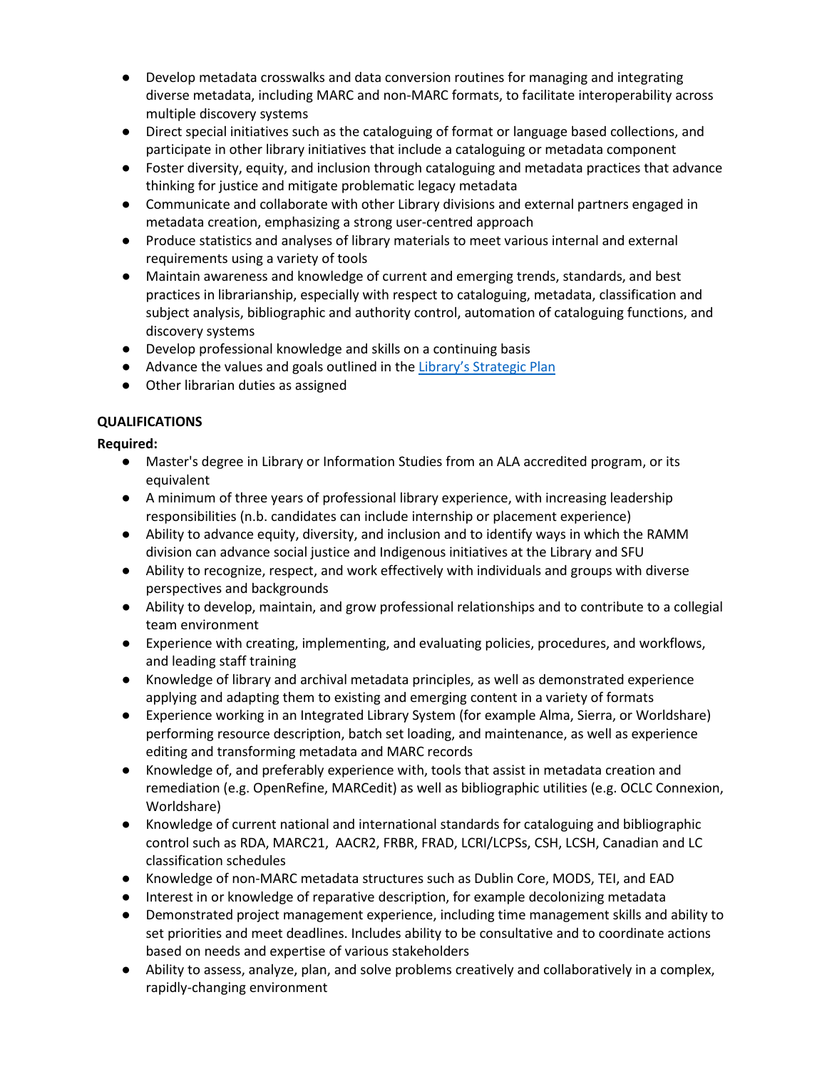- Develop metadata crosswalks and data conversion routines for managing and integrating diverse metadata, including MARC and non-MARC formats, to facilitate interoperability across multiple discovery systems
- Direct special initiatives such as the cataloguing of format or language based collections, and participate in other library initiatives that include a cataloguing or metadata component
- Foster diversity, equity, and inclusion through cataloguing and metadata practices that advance thinking for justice and mitigate problematic legacy metadata
- Communicate and collaborate with other Library divisions and external partners engaged in metadata creation, emphasizing a strong user-centred approach
- Produce statistics and analyses of library materials to meet various internal and external requirements using a variety of tools
- Maintain awareness and knowledge of current and emerging trends, standards, and best practices in librarianship, especially with respect to cataloguing, metadata, classification and subject analysis, bibliographic and authority control, automation of cataloguing functions, and discovery systems
- Develop professional knowledge and skills on a continuing basis
- Advance the values and goals outlined in the [Library's Strategic Plan]
- Other librarian duties as assigned

**QUALIFICATIONS**

**Required:**

- Master's degree in Library or Information Studies from an ALA accredited program, or its equivalent
- A minimum of three years of professional library experience, with increasing leadership responsibilities (n.b. candidates can include internship or placement experience)
- Ability to advance equity, diversity, and inclusion and to identify ways in which the RAMM division can advance social justice and Indigenous initiatives at the Library and SFU
- Ability to recognize, respect, and work effectively with individuals and groups with diverse perspectives and backgrounds
- Ability to develop, maintain, and grow professional relationships and to contribute to a collegial team environment
- Experience with creating, implementing, and evaluating policies, procedures, and workflows, and leading staff training
- Knowledge of library and archival metadata principles, as well as demonstrated experience applying and adapting them to existing and emerging content in a variety of formats
- Experience working in an Integrated Library System (for example Alma, Sierra, or Worldshare) performing resource description, batch set loading, and maintenance, as well as experience editing and transforming metadata and MARC records
- Knowledge of, and preferably experience with, tools that assist in metadata creation and remediation (e.g. OpenRefine, MARCedit) as well as bibliographic utilities (e.g. OCLC Connexion, Worldshare)
- Knowledge of current national and international standards for cataloguing and bibliographic control such as RDA, MARC21, AACR2, FRBR, FRAD, LCRI/LCPSs, CSH, LCSH, Canadian and LC classification schedules
- Knowledge of non-MARC metadata structures such as Dublin Core, MODS, TEI, and EAD
- Interest in or knowledge of reparative description, for example decolonizing metadata
- Demonstrated project management experience, including time management skills and ability to set priorities and meet deadlines. Includes ability to be consultative and to coordinate actions based on needs and expertise of various stakeholders
- Ability to assess, analyze, plan, and solve problems creatively and collaboratively in a complex, rapidly-changing environment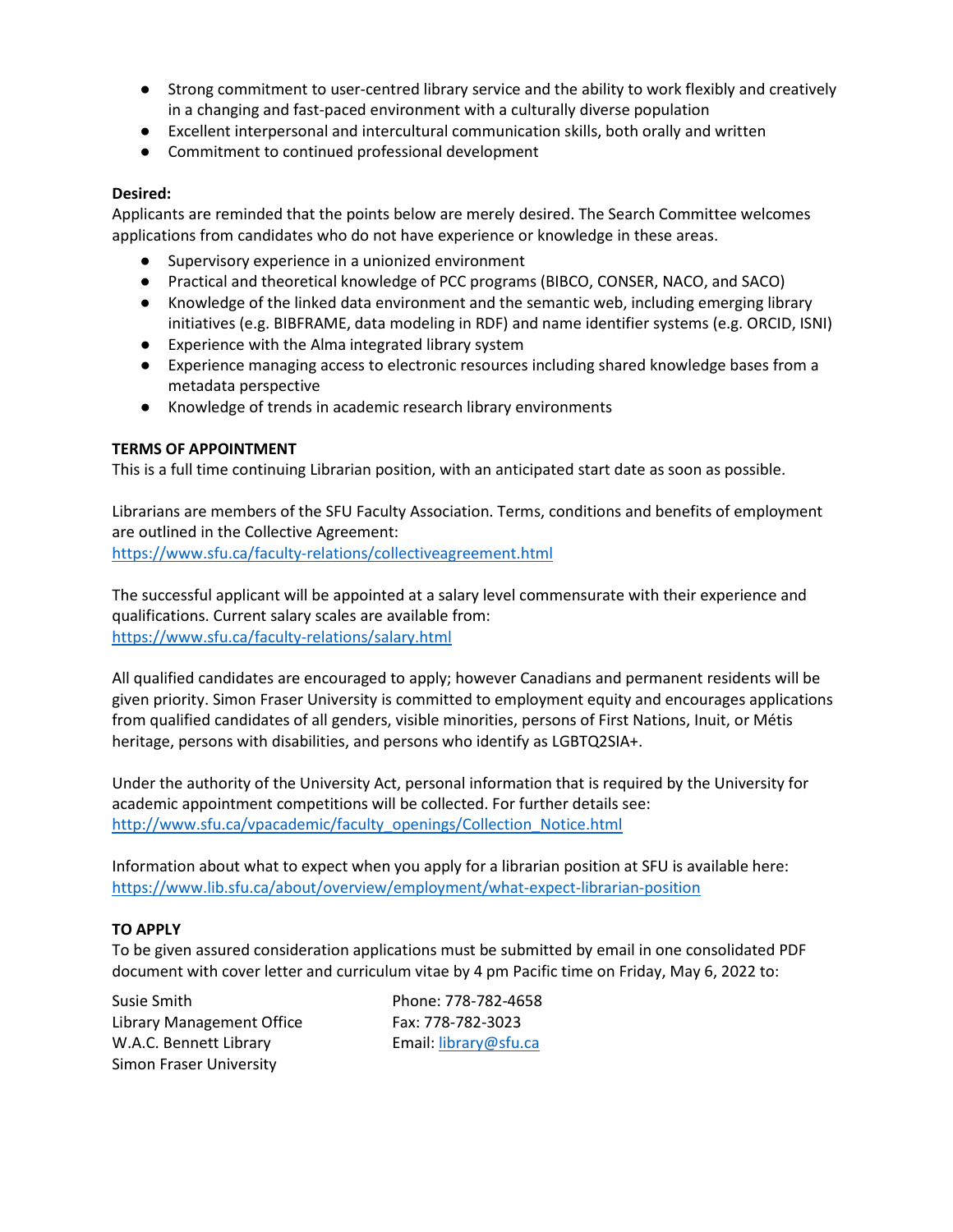- Strong commitment to user-centred library service and the ability to work flexibly and creatively in a changing and fast-paced environment with a culturally diverse population
- Excellent interpersonal and intercultural communication skills, both orally and written
- Commitment to continued professional development

**Desired:**

Applicants are reminded that the points below are merely desired. The Search Committee welcomes applications from candidates who do not have experience or knowledge in these areas.

- Supervisory experience in a unionized environment
- Practical and theoretical knowledge of PCC programs (BIBCO, CONSER, NACO, and SACO)
- Knowledge of the linked data environment and the semantic web, including emerging library initiatives (e.g. BIBFRAME, data modeling in RDF) and name identifier systems (e.g. ORCID, ISNI)
- Experience with the Alma integrated library system
- Experience managing access to electronic resources including shared knowledge bases from a metadata perspective
- Knowledge of trends in academic research library environments

**TERMS OF APPOINTMENT**

This is a full time continuing Librarian position, with an anticipated start date as soon as possible.

Librarians are members of the SFU Faculty Association. Terms, conditions and benefits of employment are outlined in the Collective Agreement:
https://www.sfu.ca/faculty-relations/collectiveagreement.html

The successful applicant will be appointed at a salary level commensurate with their experience and qualifications. Current salary scales are available from:
https://www.sfu.ca/faculty-relations/salary.html

All qualified candidates are encouraged to apply; however Canadians and permanent residents will be given priority. Simon Fraser University is committed to employment equity and encourages applications from qualified candidates of all genders, visible minorities, persons of First Nations, Inuit, or Métis heritage, persons with disabilities, and persons who identify as LGBTQ2SIA+.

Under the authority of the University Act, personal information that is required by the University for academic appointment competitions will be collected. For further details see:
http://www.sfu.ca/vpacademic/faculty_openings/Collection_Notice.html

Information about what to expect when you apply for a librarian position at SFU is available here:
https://www.lib.sfu.ca/about/overview/employment/what-expect-librarian-position

**TO APPLY**

To be given assured consideration applications must be submitted by email in one consolidated PDF document with cover letter and curriculum vitae by 4 pm Pacific time on Friday, May 6, 2022 to:

Susie Smith
Library Management Office
W.A.C. Bennett Library
Simon Fraser University

Phone: 778-782-4658
Fax: 778-782-3023
Email: library@sfu.ca